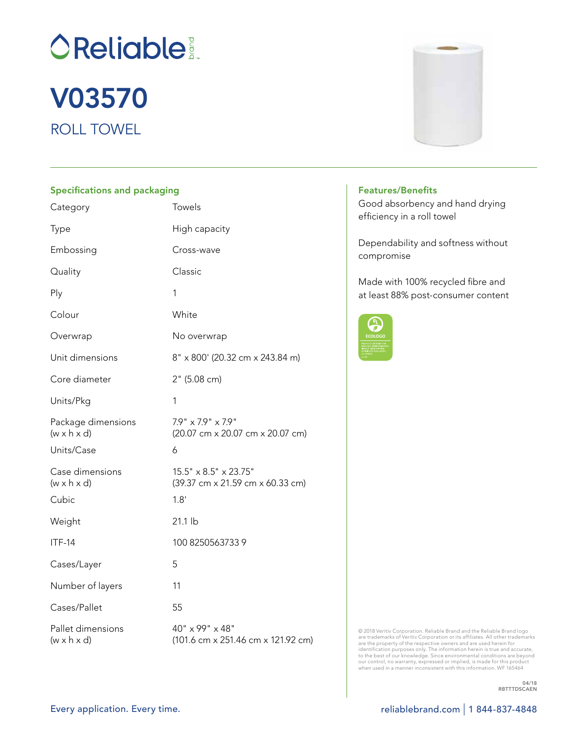# Reliable brand

# V03570

## ROLL TOWEL

### Specifications and packaging

| | |
|---|---|
| Category | Towels |
| Type | High capacity |
| Embossing | Cross-wave |
| Quality | Classic |
| Ply | 1 |
| Colour | White |
| Overwrap | No overwrap |
| Unit dimensions | 8" x 800' (20.32 cm x 243.84 m) |
| Core diameter | 2" (5.08 cm) |
| Units/Pkg | 1 |
| Package dimensions (w x h x d) | 7.9" x 7.9" x 7.9" (20.07 cm x 20.07 cm x 20.07 cm) |
| Units/Case | 6 |
| Case dimensions (w x h x d) | 15.5" x 8.5" x 23.75" (39.37 cm x 21.59 cm x 60.33 cm) |
| Cubic | 1.8' |
| Weight | 21.1 lb |
| ITF-14 | 100 8250563733 9 |
| Cases/Layer | 5 |
| Number of layers | 11 |
| Cases/Pallet | 55 |
| Pallet dimensions (w x h x d) | 40" x 99" x 48" (101.6 cm x 251.46 cm x 121.92 cm) |

### Features/Benefits

Good absorbency and hand drying efficiency in a roll towel

Dependability and softness without compromise

Made with 100% recycled fibre and at least 88% post-consumer content

ECOLOGO

© 2018 Veritiv Corporation. Reliable Brand and the Reliable Brand logo are trademarks of Veritiv Corporation or its affiliates. All other trademarks are the property of the respective owners and are used herein for identification purposes only. The information herein is true and accurate, to the best of our knowledge. Since environmental conditions are beyond our control, no warranty, expressed or implied, is made for this product when used in a manner inconsistent with this information. WF 165464

04/18
RBTTTDSCAEN

Every application. Every time.

reliablebrand.com | 1 844-837-4848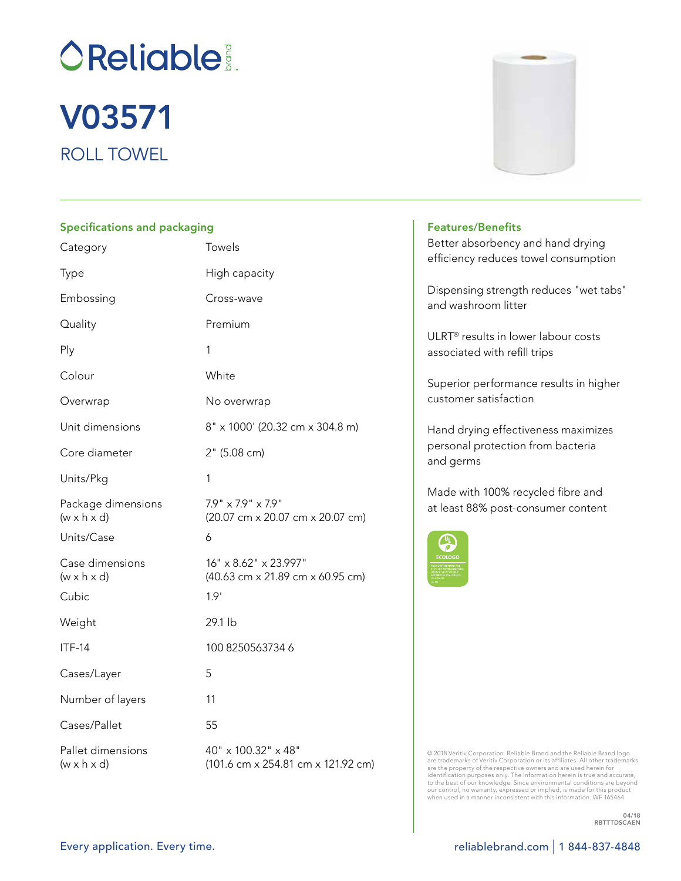# Reliable brand

# V03571

## ROLL TOWEL

### Specifications and packaging

| | |
|---|---|
| Category | Towels |
| Type | High capacity |
| Embossing | Cross-wave |
| Quality | Premium |
| Ply | 1 |
| Colour | White |
| Overwrap | No overwrap |
| Unit dimensions | 8" x 1000' (20.32 cm x 304.8 m) |
| Core diameter | 2" (5.08 cm) |
| Units/Pkg | 1 |
| Package dimensions (w x h x d) | 7.9" x 7.9" x 7.9" (20.07 cm x 20.07 cm x 20.07 cm) |
| Units/Case | 6 |
| Case dimensions (w x h x d) | 16" x 8.62" x 23.997" (40.63 cm x 21.89 cm x 60.95 cm) |
| Cubic | 1.9' |
| Weight | 29.1 lb |
| ITF-14 | 100 8250563734 6 |
| Cases/Layer | 5 |
| Number of layers | 11 |
| Cases/Pallet | 55 |
| Pallet dimensions (w x h x d) | 40" x 100.32" x 48" (101.6 cm x 254.81 cm x 121.92 cm) |

### Features/Benefits

Better absorbency and hand drying efficiency reduces towel consumption

Dispensing strength reduces "wet tabs" and washroom litter

ULRT® results in lower labour costs associated with refill trips

Superior performance results in higher customer satisfaction

Hand drying effectiveness maximizes personal protection from bacteria and germs

Made with 100% recycled fibre and at least 88% post-consumer content

ECOLOGO

© 2018 Veritiv Corporation. Reliable Brand and the Reliable Brand logo are trademarks of Veritiv Corporation or its affiliates. All other trademarks are the property of the respective owners and are used herein for identification purposes only. The information herein is true and accurate, to the best of our knowledge. Since environmental conditions are beyond our control, no warranty, expressed or implied, is made for this product when used in a manner inconsistent with this information. WF 165464

04/18
RBTTTDSCAEN

Every application. Every time.

reliablebrand.com | 1 844-837-4848